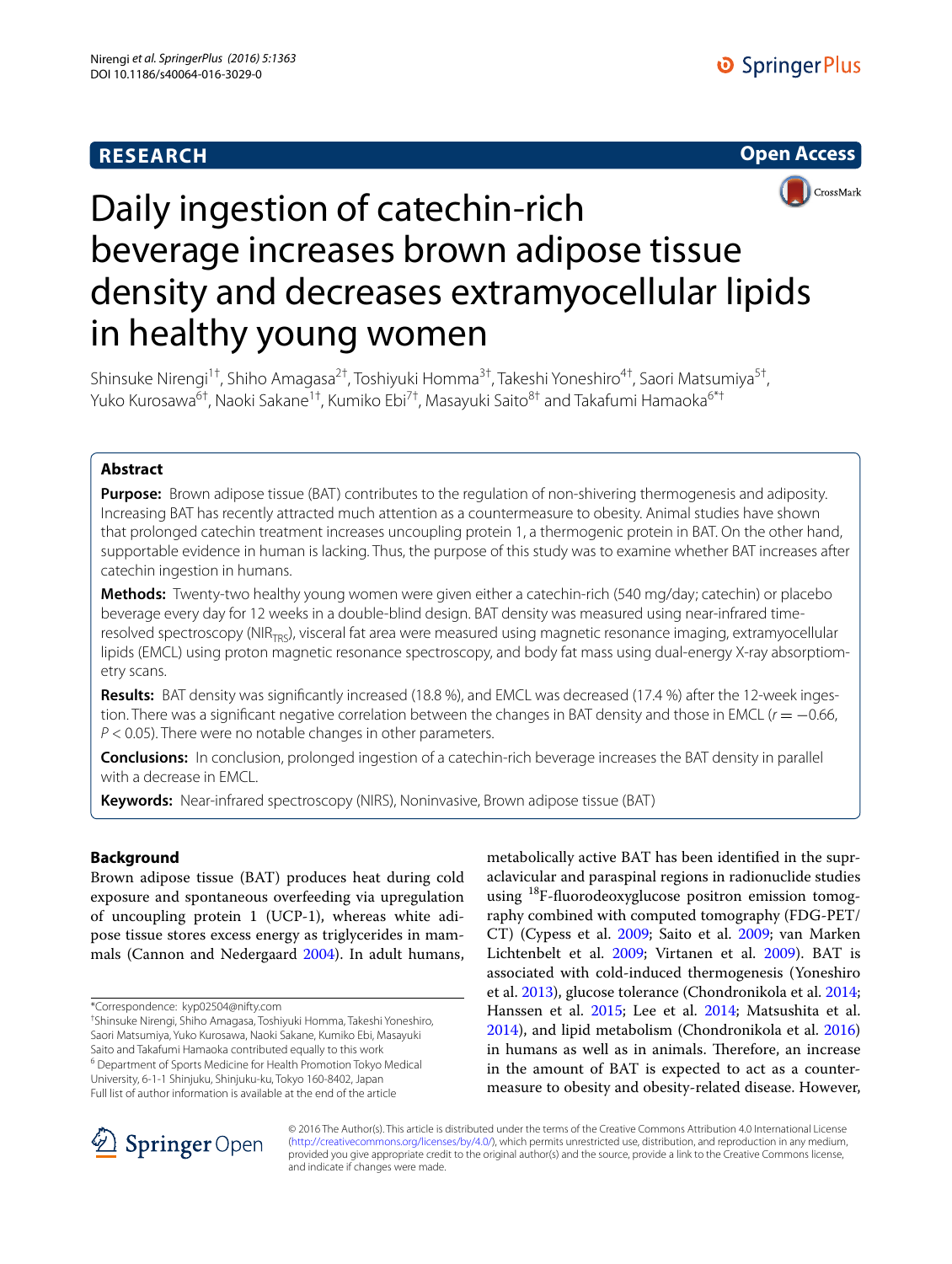**RESEARCH** **Open Access**

# Daily ingestion of catechin-rich beverage increases brown adipose tissue density and decreases extramyocellular lipids in healthy young women

Shinsuke Nirengi[1†], Shiho Amagasa[2†], Toshiyuki Homma[3†], Takeshi Yoneshiro[4†], Saori Matsumiya[5†], Yuko Kurosawa[6†], Naoki Sakane[1†], Kumiko Ebi[7†], Masayuki Saito[8†] and Takafumi Hamaoka[6*†]

## Abstract

**Purpose:** Brown adipose tissue (BAT) contributes to the regulation of non-shivering thermogenesis and adiposity. Increasing BAT has recently attracted much attention as a countermeasure to obesity. Animal studies have shown that prolonged catechin treatment increases uncoupling protein 1, a thermogenic protein in BAT. On the other hand, supportable evidence in human is lacking. Thus, the purpose of this study was to examine whether BAT increases after catechin ingestion in humans.

**Methods:** Twenty-two healthy young women were given either a catechin-rich (540 mg/day; catechin) or placebo beverage every day for 12 weeks in a double-blind design. BAT density was measured using near-infrared time-resolved spectroscopy ($NIR_{TRS}$), visceral fat area were measured using magnetic resonance imaging, extramyocellular lipids (EMCL) using proton magnetic resonance spectroscopy, and body fat mass using dual-energy X-ray absorptiometry scans.

**Results:** BAT density was significantly increased (18.8 %), and EMCL was decreased (17.4 %) after the 12-week ingestion. There was a significant negative correlation between the changes in BAT density and those in EMCL ($r = -0.66$, $P < 0.05$). There were no notable changes in other parameters.

**Conclusions:** In conclusion, prolonged ingestion of a catechin-rich beverage increases the BAT density in parallel with a decrease in EMCL.

**Keywords:** Near-infrared spectroscopy (NIRS), Noninvasive, Brown adipose tissue (BAT)

## Background

Brown adipose tissue (BAT) produces heat during cold exposure and spontaneous overfeeding via upregulation of uncoupling protein 1 (UCP-1), whereas white adipose tissue stores excess energy as triglycerides in mammals (Cannon and Nedergaard 2004). In adult humans, metabolically active BAT has been identified in the supraclavicular and paraspinal regions in radionuclide studies using $^{18}$F-fluorodeoxyglucose positron emission tomography combined with computed tomography (FDG-PET/CT) (Cypess et al. 2009; Saito et al. 2009; van Marken Lichtenbelt et al. 2009; Virtanen et al. 2009). BAT is associated with cold-induced thermogenesis (Yoneshiro et al. 2013), glucose tolerance (Chondronikola et al. 2014; Hanssen et al. 2015; Lee et al. 2014; Matsushita et al. 2014), and lipid metabolism (Chondronikola et al. 2016) in humans as well as in animals. Therefore, an increase in the amount of BAT is expected to act as a countermeasure to obesity and obesity-related disease. However,

*Correspondence: kyp02504@nifty.com

†Shinsuke Nirengi, Shiho Amagasa, Toshiyuki Homma, Takeshi Yoneshiro, Saori Matsumiya, Yuko Kurosawa, Naoki Sakane, Kumiko Ebi, Masayuki Saito and Takafumi Hamaoka contributed equally to this work

[6] Department of Sports Medicine for Health Promotion Tokyo Medical University, 6-1-1 Shinjuku, Shinjuku-ku, Tokyo 160-8402, Japan

Full list of author information is available at the end of the article

© 2016 The Author(s). This article is distributed under the terms of the Creative Commons Attribution 4.0 International License (http://creativecommons.org/licenses/by/4.0/), which permits unrestricted use, distribution, and reproduction in any medium, provided you give appropriate credit to the original author(s) and the source, provide a link to the Creative Commons license, and indicate if changes were made.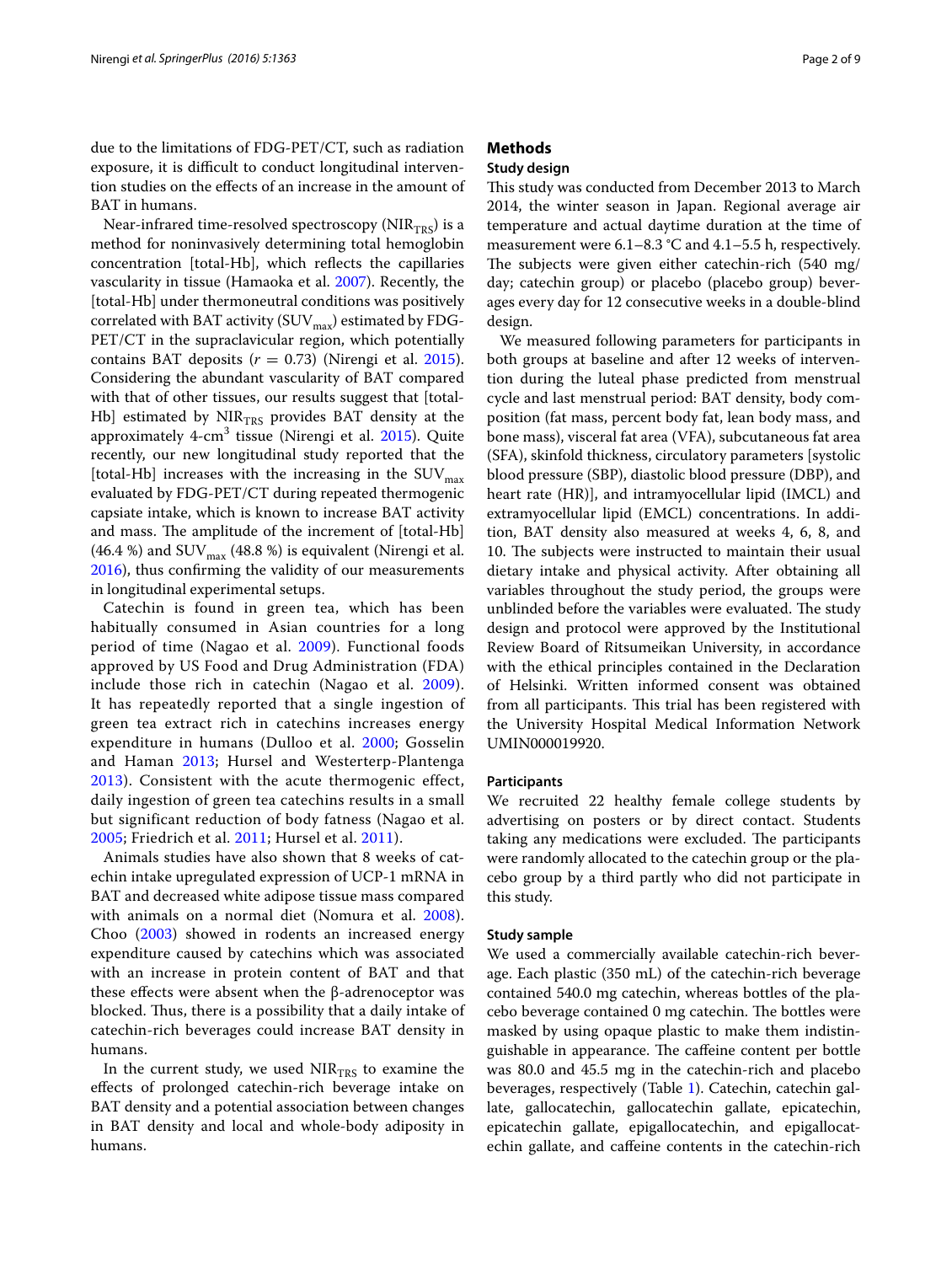due to the limitations of FDG-PET/CT, such as radiation exposure, it is difficult to conduct longitudinal intervention studies on the effects of an increase in the amount of BAT in humans.

Near-infrared time-resolved spectroscopy ($NIR_{TRS}$) is a method for noninvasively determining total hemoglobin concentration [total-Hb], which reflects the capillaries vascularity in tissue (Hamaoka et al. 2007). Recently, the [total-Hb] under thermoneutral conditions was positively correlated with BAT activity ($SUV_{max}$) estimated by FDG-PET/CT in the supraclavicular region, which potentially contains BAT deposits ($r = 0.73$) (Nirengi et al. 2015). Considering the abundant vascularity of BAT compared with that of other tissues, our results suggest that [total-Hb] estimated by $NIR_{TRS}$ provides BAT density at the approximately 4-$cm^3$ tissue (Nirengi et al. 2015). Quite recently, our new longitudinal study reported that the [total-Hb] increases with the increasing in the $SUV_{max}$ evaluated by FDG-PET/CT during repeated thermogenic capsiate intake, which is known to increase BAT activity and mass. The amplitude of the increment of [total-Hb] (46.4 %) and $SUV_{max}$ (48.8 %) is equivalent (Nirengi et al. 2016), thus confirming the validity of our measurements in longitudinal experimental setups.

Catechin is found in green tea, which has been habitually consumed in Asian countries for a long period of time (Nagao et al. 2009). Functional foods approved by US Food and Drug Administration (FDA) include those rich in catechin (Nagao et al. 2009). It has repeatedly reported that a single ingestion of green tea extract rich in catechins increases energy expenditure in humans (Dulloo et al. 2000; Gosselin and Haman 2013; Hursel and Westerterp-Plantenga 2013). Consistent with the acute thermogenic effect, daily ingestion of green tea catechins results in a small but significant reduction of body fatness (Nagao et al. 2005; Friedrich et al. 2011; Hursel et al. 2011).

Animals studies have also shown that 8 weeks of catechin intake upregulated expression of UCP-1 mRNA in BAT and decreased white adipose tissue mass compared with animals on a normal diet (Nomura et al. 2008). Choo (2003) showed in rodents an increased energy expenditure caused by catechins which was associated with an increase in protein content of BAT and that these effects were absent when the β-adrenoceptor was blocked. Thus, there is a possibility that a daily intake of catechin-rich beverages could increase BAT density in humans.

In the current study, we used $NIR_{TRS}$ to examine the effects of prolonged catechin-rich beverage intake on BAT density and a potential association between changes in BAT density and local and whole-body adiposity in humans.

## Methods

### Study design

This study was conducted from December 2013 to March 2014, the winter season in Japan. Regional average air temperature and actual daytime duration at the time of measurement were 6.1–8.3 °C and 4.1–5.5 h, respectively. The subjects were given either catechin-rich (540 mg/day; catechin group) or placebo (placebo group) beverages every day for 12 consecutive weeks in a double-blind design.

We measured following parameters for participants in both groups at baseline and after 12 weeks of intervention during the luteal phase predicted from menstrual cycle and last menstrual period: BAT density, body composition (fat mass, percent body fat, lean body mass, and bone mass), visceral fat area (VFA), subcutaneous fat area (SFA), skinfold thickness, circulatory parameters [systolic blood pressure (SBP), diastolic blood pressure (DBP), and heart rate (HR)], and intramyocellular lipid (IMCL) and extramyocellular lipid (EMCL) concentrations. In addition, BAT density also measured at weeks 4, 6, 8, and 10. The subjects were instructed to maintain their usual dietary intake and physical activity. After obtaining all variables throughout the study period, the groups were unblinded before the variables were evaluated. The study design and protocol were approved by the Institutional Review Board of Ritsumeikan University, in accordance with the ethical principles contained in the Declaration of Helsinki. Written informed consent was obtained from all participants. This trial has been registered with the University Hospital Medical Information Network UMIN000019920.

### Participants

We recruited 22 healthy female college students by advertising on posters or by direct contact. Students taking any medications were excluded. The participants were randomly allocated to the catechin group or the placebo group by a third partly who did not participate in this study.

### Study sample

We used a commercially available catechin-rich beverage. Each plastic (350 mL) of the catechin-rich beverage contained 540.0 mg catechin, whereas bottles of the placebo beverage contained 0 mg catechin. The bottles were masked by using opaque plastic to make them indistinguishable in appearance. The caffeine content per bottle was 80.0 and 45.5 mg in the catechin-rich and placebo beverages, respectively (Table 1). Catechin, catechin gallate, gallocatechin, gallocatechin gallate, epicatechin, epicatechin gallate, epigallocatechin, and epigallocatechin gallate, and caffeine contents in the catechin-rich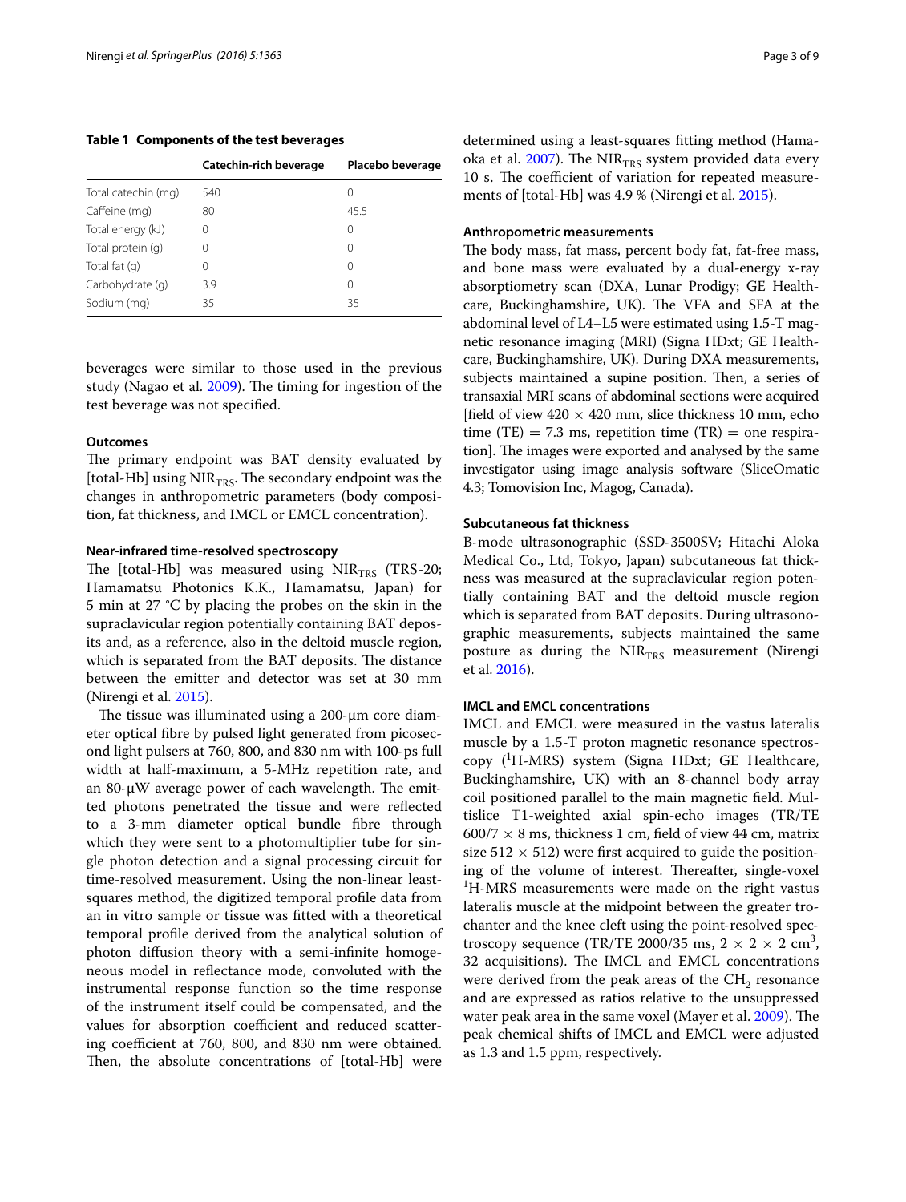**Table 1 Components of the test beverages**

| | Catechin-rich beverage | Placebo beverage |
|---|---|---|
| Total catechin (mg) | 540 | 0 |
| Caffeine (mg) | 80 | 45.5 |
| Total energy (kJ) | 0 | 0 |
| Total protein (g) | 0 | 0 |
| Total fat (g) | 0 | 0 |
| Carbohydrate (g) | 3.9 | 0 |
| Sodium (mg) | 35 | 35 |

beverages were similar to those used in the previous study (Nagao et al. 2009). The timing for ingestion of the test beverage was not specified.

### Outcomes

The primary endpoint was BAT density evaluated by [total-Hb] using $NIR_{TRS}$. The secondary endpoint was the changes in anthropometric parameters (body composition, fat thickness, and IMCL or EMCL concentration).

### Near-infrared time-resolved spectroscopy

The [total-Hb] was measured using $NIR_{TRS}$ (TRS-20; Hamamatsu Photonics K.K., Hamamatsu, Japan) for 5 min at 27 °C by placing the probes on the skin in the supraclavicular region potentially containing BAT deposits and, as a reference, also in the deltoid muscle region, which is separated from the BAT deposits. The distance between the emitter and detector was set at 30 mm (Nirengi et al. 2015).

The tissue was illuminated using a 200-μm core diameter optical fibre by pulsed light generated from picosecond light pulsers at 760, 800, and 830 nm with 100-ps full width at half-maximum, a 5-MHz repetition rate, and an 80-μW average power of each wavelength. The emitted photons penetrated the tissue and were reflected to a 3-mm diameter optical bundle fibre through which they were sent to a photomultiplier tube for single photon detection and a signal processing circuit for time-resolved measurement. Using the non-linear least-squares method, the digitized temporal profile data from an in vitro sample or tissue was fitted with a theoretical temporal profile derived from the analytical solution of photon diffusion theory with a semi-infinite homogeneous model in reflectance mode, convoluted with the instrumental response function so the time response of the instrument itself could be compensated, and the values for absorption coefficient and reduced scattering coefficient at 760, 800, and 830 nm were obtained. Then, the absolute concentrations of [total-Hb] were determined using a least-squares fitting method (Hamaoka et al. 2007). The $NIR_{TRS}$ system provided data every 10 s. The coefficient of variation for repeated measurements of [total-Hb] was 4.9 % (Nirengi et al. 2015).

### Anthropometric measurements

The body mass, fat mass, percent body fat, fat-free mass, and bone mass were evaluated by a dual-energy x-ray absorptiometry scan (DXA, Lunar Prodigy; GE Healthcare, Buckinghamshire, UK). The VFA and SFA at the abdominal level of L4–L5 were estimated using 1.5-T magnetic resonance imaging (MRI) (Signa HDxt; GE Healthcare, Buckinghamshire, UK). During DXA measurements, subjects maintained a supine position. Then, a series of transaxial MRI scans of abdominal sections were acquired [field of view 420 × 420 mm, slice thickness 10 mm, echo time (TE) = 7.3 ms, repetition time (TR) = one respiration]. The images were exported and analysed by the same investigator using image analysis software (SliceOmatic 4.3; Tomovision Inc, Magog, Canada).

### Subcutaneous fat thickness

B-mode ultrasonographic (SSD-3500SV; Hitachi Aloka Medical Co., Ltd, Tokyo, Japan) subcutaneous fat thickness was measured at the supraclavicular region potentially containing BAT and the deltoid muscle region which is separated from BAT deposits. During ultrasonographic measurements, subjects maintained the same posture as during the $NIR_{TRS}$ measurement (Nirengi et al. 2016).

### IMCL and EMCL concentrations

IMCL and EMCL were measured in the vastus lateralis muscle by a 1.5-T proton magnetic resonance spectroscopy ($^{1}$H-MRS) system (Signa HDxt; GE Healthcare, Buckinghamshire, UK) with an 8-channel body array coil positioned parallel to the main magnetic field. Multislice T1-weighted axial spin-echo images (TR/TE 600/7 × 8 ms, thickness 1 cm, field of view 44 cm, matrix size 512 × 512) were first acquired to guide the positioning of the volume of interest. Thereafter, single-voxel $^{1}$H-MRS measurements were made on the right vastus lateralis muscle at the midpoint between the greater trochanter and the knee cleft using the point-resolved spectroscopy sequence (TR/TE 2000/35 ms, 2 × 2 × 2 $cm^3$, 32 acquisitions). The IMCL and EMCL concentrations were derived from the peak areas of the $CH_2$ resonance and are expressed as ratios relative to the unsuppressed water peak area in the same voxel (Mayer et al. 2009). The peak chemical shifts of IMCL and EMCL were adjusted as 1.3 and 1.5 ppm, respectively.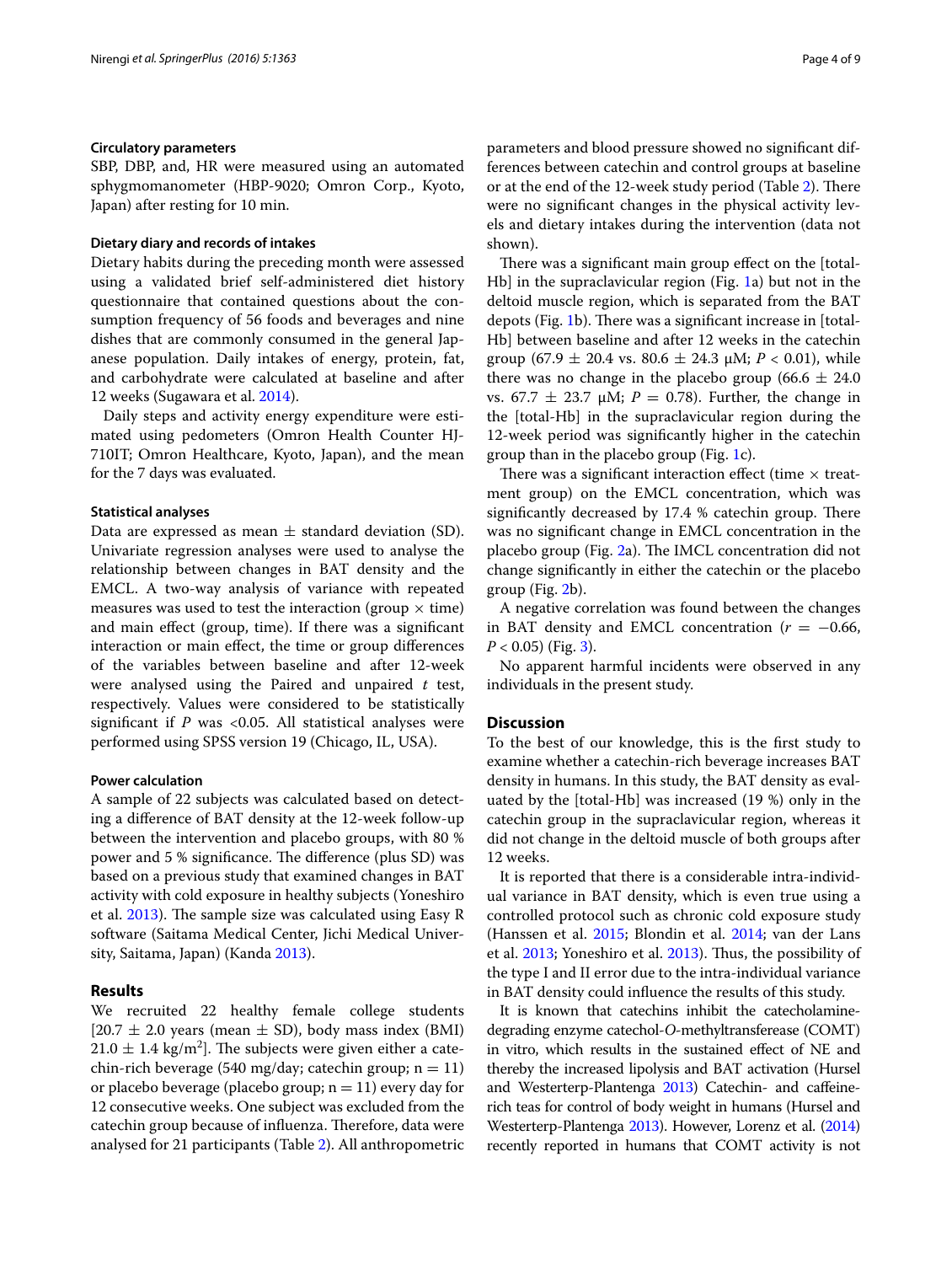### Circulatory parameters

SBP, DBP, and, HR were measured using an automated sphygmomanometer (HBP-9020; Omron Corp., Kyoto, Japan) after resting for 10 min.

### Dietary diary and records of intakes

Dietary habits during the preceding month were assessed using a validated brief self-administered diet history questionnaire that contained questions about the consumption frequency of 56 foods and beverages and nine dishes that are commonly consumed in the general Japanese population. Daily intakes of energy, protein, fat, and carbohydrate were calculated at baseline and after 12 weeks (Sugawara et al. 2014).

Daily steps and activity energy expenditure were estimated using pedometers (Omron Health Counter HJ-710IT; Omron Healthcare, Kyoto, Japan), and the mean for the 7 days was evaluated.

### Statistical analyses

Data are expressed as mean ± standard deviation (SD). Univariate regression analyses were used to analyse the relationship between changes in BAT density and the EMCL. A two-way analysis of variance with repeated measures was used to test the interaction (group × time) and main effect (group, time). If there was a significant interaction or main effect, the time or group differences of the variables between baseline and after 12-week were analysed using the Paired and unpaired *t* test, respectively. Values were considered to be statistically significant if *P* was <0.05. All statistical analyses were performed using SPSS version 19 (Chicago, IL, USA).

### Power calculation

A sample of 22 subjects was calculated based on detecting a difference of BAT density at the 12-week follow-up between the intervention and placebo groups, with 80 % power and 5 % significance. The difference (plus SD) was based on a previous study that examined changes in BAT activity with cold exposure in healthy subjects (Yoneshiro et al. 2013). The sample size was calculated using Easy R software (Saitama Medical Center, Jichi Medical University, Saitama, Japan) (Kanda 2013).

## Results

We recruited 22 healthy female college students [20.7 ± 2.0 years (mean ± SD), body mass index (BMI) 21.0 ± 1.4 kg/m$^2$]. The subjects were given either a catechin-rich beverage (540 mg/day; catechin group; n = 11) or placebo beverage (placebo group; n = 11) every day for 12 consecutive weeks. One subject was excluded from the catechin group because of influenza. Therefore, data were analysed for 21 participants (Table 2). All anthropometric parameters and blood pressure showed no significant differences between catechin and control groups at baseline or at the end of the 12-week study period (Table 2). There were no significant changes in the physical activity levels and dietary intakes during the intervention (data not shown).

There was a significant main group effect on the [total-Hb] in the supraclavicular region (Fig. 1a) but not in the deltoid muscle region, which is separated from the BAT depots (Fig. 1b). There was a significant increase in [total-Hb] between baseline and after 12 weeks in the catechin group (67.9 ± 20.4 vs. 80.6 ± 24.3 μM; *P* < 0.01), while there was no change in the placebo group (66.6 ± 24.0 vs. 67.7 ± 23.7 μM; *P* = 0.78). Further, the change in the [total-Hb] in the supraclavicular region during the 12-week period was significantly higher in the catechin group than in the placebo group (Fig. 1c).

There was a significant interaction effect (time × treatment group) on the EMCL concentration, which was significantly decreased by 17.4 % catechin group. There was no significant change in EMCL concentration in the placebo group (Fig. 2a). The IMCL concentration did not change significantly in either the catechin or the placebo group (Fig. 2b).

A negative correlation was found between the changes in BAT density and EMCL concentration ($r = -0.66$, $P < 0.05$) (Fig. 3).

No apparent harmful incidents were observed in any individuals in the present study.

## Discussion

To the best of our knowledge, this is the first study to examine whether a catechin-rich beverage increases BAT density in humans. In this study, the BAT density as evaluated by the [total-Hb] was increased (19 %) only in the catechin group in the supraclavicular region, whereas it did not change in the deltoid muscle of both groups after 12 weeks.

It is reported that there is a considerable intra-individual variance in BAT density, which is even true using a controlled protocol such as chronic cold exposure study (Hanssen et al. 2015; Blondin et al. 2014; van der Lans et al. 2013; Yoneshiro et al. 2013). Thus, the possibility of the type I and II error due to the intra-individual variance in BAT density could influence the results of this study.

It is known that catechins inhibit the catecholamine-degrading enzyme catechol-*O*-methyltransferease (COMT) in vitro, which results in the sustained effect of NE and thereby the increased lipolysis and BAT activation (Hursel and Westerterp-Plantenga 2013) Catechin- and caffeine-rich teas for control of body weight in humans (Hursel and Westerterp-Plantenga 2013). However, Lorenz et al. (2014) recently reported in humans that COMT activity is not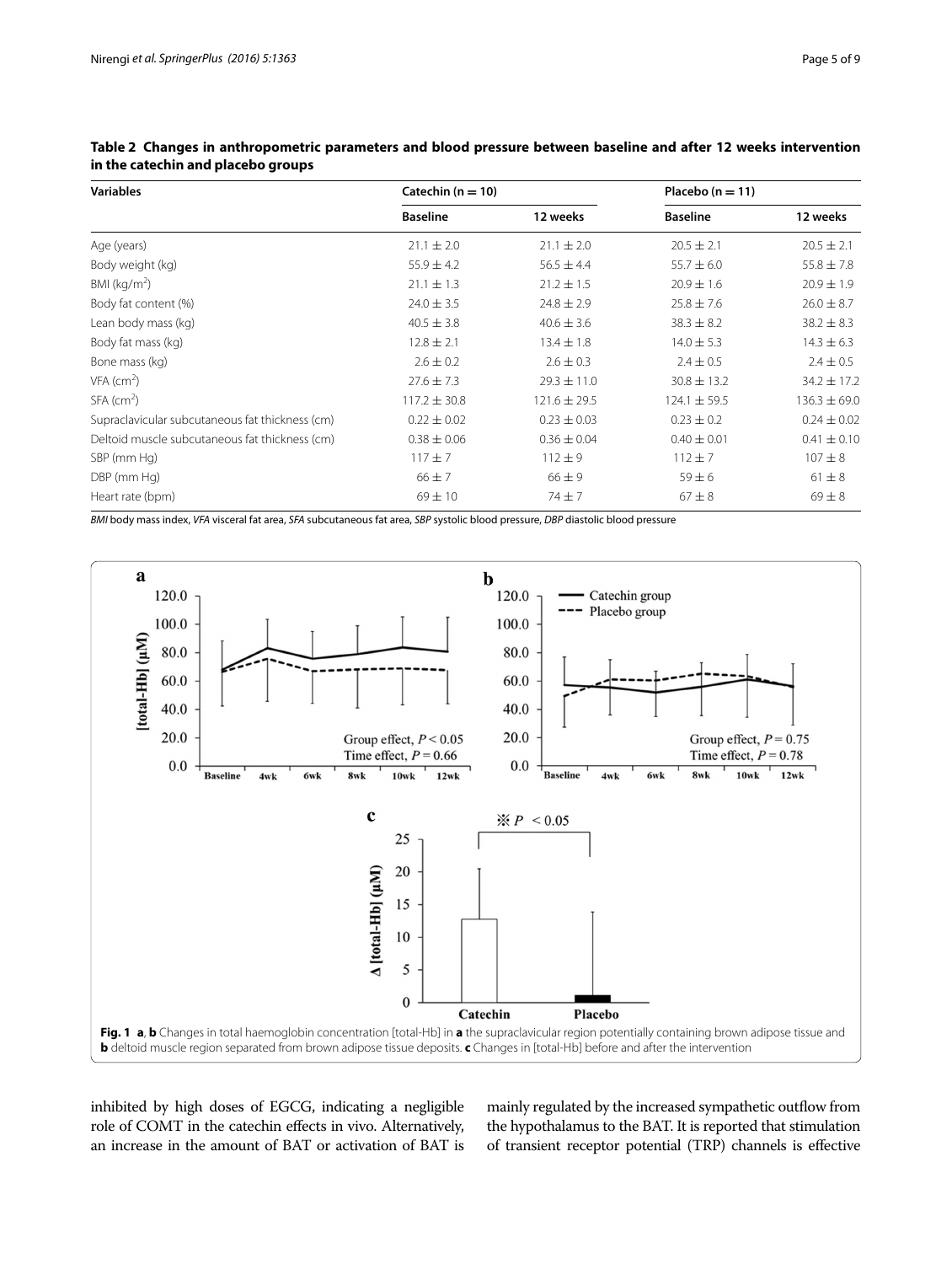**Table 2 Changes in anthropometric parameters and blood pressure between baseline and after 12 weeks intervention in the catechin and placebo groups**

| Variables | Catechin (n = 10) | | Placebo (n = 11) | |
|---|---|---|---|---|
| | Baseline | 12 weeks | Baseline | 12 weeks |
| Age (years) | 21.1 ± 2.0 | 21.1 ± 2.0 | 20.5 ± 2.1 | 20.5 ± 2.1 |
| Body weight (kg) | 55.9 ± 4.2 | 56.5 ± 4.4 | 55.7 ± 6.0 | 55.8 ± 7.8 |
| BMI (kg/m$^2$) | 21.1 ± 1.3 | 21.2 ± 1.5 | 20.9 ± 1.6 | 20.9 ± 1.9 |
| Body fat content (%) | 24.0 ± 3.5 | 24.8 ± 2.9 | 25.8 ± 7.6 | 26.0 ± 8.7 |
| Lean body mass (kg) | 40.5 ± 3.8 | 40.6 ± 3.6 | 38.3 ± 8.2 | 38.2 ± 8.3 |
| Body fat mass (kg) | 12.8 ± 2.1 | 13.4 ± 1.8 | 14.0 ± 5.3 | 14.3 ± 6.3 |
| Bone mass (kg) | 2.6 ± 0.2 | 2.6 ± 0.3 | 2.4 ± 0.5 | 2.4 ± 0.5 |
| VFA (cm$^2$) | 27.6 ± 7.3 | 29.3 ± 11.0 | 30.8 ± 13.2 | 34.2 ± 17.2 |
| SFA (cm$^2$) | 117.2 ± 30.8 | 121.6 ± 29.5 | 124.1 ± 59.5 | 136.3 ± 69.0 |
| Supraclavicular subcutaneous fat thickness (cm) | 0.22 ± 0.02 | 0.23 ± 0.03 | 0.23 ± 0.2 | 0.24 ± 0.02 |
| Deltoid muscle subcutaneous fat thickness (cm) | 0.38 ± 0.06 | 0.36 ± 0.04 | 0.40 ± 0.01 | 0.41 ± 0.10 |
| SBP (mm Hg) | 117 ± 7 | 112 ± 9 | 112 ± 7 | 107 ± 8 |
| DBP (mm Hg) | 66 ± 7 | 66 ± 9 | 59 ± 6 | 61 ± 8 |
| Heart rate (bpm) | 69 ± 10 | 74 ± 7 | 67 ± 8 | 69 ± 8 |

*BMI* body mass index, *VFA* visceral fat area, *SFA* subcutaneous fat area, *SBP* systolic blood pressure, *DBP* diastolic blood pressure

**Fig. 1** **a**, **b** Changes in total haemoglobin concentration [total-Hb] in **a** the supraclavicular region potentially containing brown adipose tissue and **b** deltoid muscle region separated from brown adipose tissue deposits. **c** Changes in [total-Hb] before and after the intervention

inhibited by high doses of EGCG, indicating a negligible role of COMT in the catechin effects in vivo. Alternatively, an increase in the amount of BAT or activation of BAT is mainly regulated by the increased sympathetic outflow from the hypothalamus to the BAT. It is reported that stimulation of transient receptor potential (TRP) channels is effective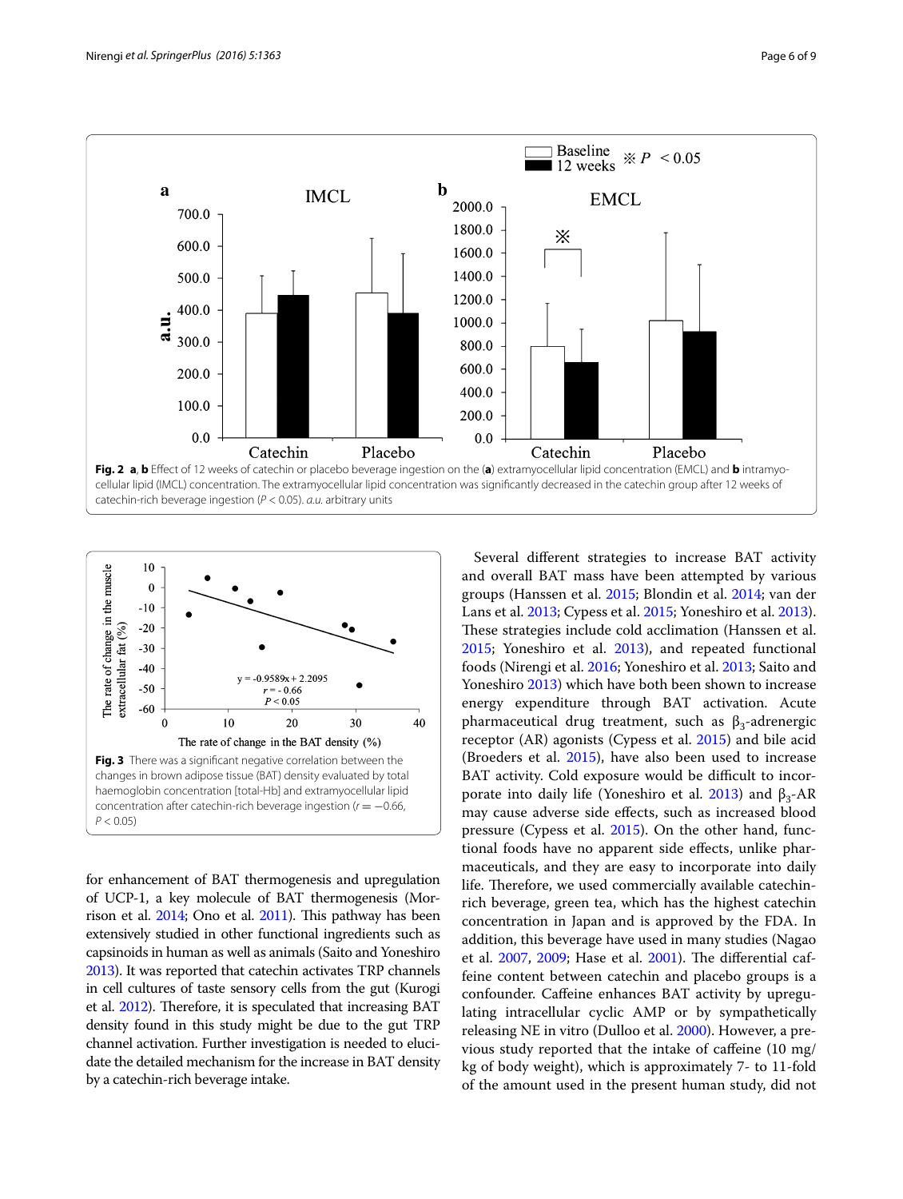Fig. 2 **a**, **b** Effect of 12 weeks of catechin or placebo beverage ingestion on the (**a**) extramyocellular lipid concentration (EMCL) and **b** intramyocellular lipid (IMCL) concentration. The extramyocellular lipid concentration was significantly decreased in the catechin group after 12 weeks of catechin-rich beverage ingestion ($P < 0.05$). *a.u.* arbitrary units

Fig. 3 There was a significant negative correlation between the changes in brown adipose tissue (BAT) density evaluated by total haemoglobin concentration [total-Hb] and extramyocellular lipid concentration after catechin-rich beverage ingestion ($r = -0.66$, $P < 0.05$)

for enhancement of BAT thermogenesis and upregulation of UCP-1, a key molecule of BAT thermogenesis (Morrison et al. 2014; Ono et al. 2011). This pathway has been extensively studied in other functional ingredients such as capsinoids in human as well as animals (Saito and Yoneshiro 2013). It was reported that catechin activates TRP channels in cell cultures of taste sensory cells from the gut (Kurogi et al. 2012). Therefore, it is speculated that increasing BAT density found in this study might be due to the gut TRP channel activation. Further investigation is needed to elucidate the detailed mechanism for the increase in BAT density by a catechin-rich beverage intake.

Several different strategies to increase BAT activity and overall BAT mass have been attempted by various groups (Hanssen et al. 2015; Blondin et al. 2014; van der Lans et al. 2013; Cypess et al. 2015; Yoneshiro et al. 2013). These strategies include cold acclimation (Hanssen et al. 2015; Yoneshiro et al. 2013), and repeated functional foods (Nirengi et al. 2016; Yoneshiro et al. 2013; Saito and Yoneshiro 2013) which have both been shown to increase energy expenditure through BAT activation. Acute pharmaceutical drug treatment, such as $\beta_3$-adrenergic receptor (AR) agonists (Cypess et al. 2015) and bile acid (Broeders et al. 2015), have also been used to increase BAT activity. Cold exposure would be difficult to incorporate into daily life (Yoneshiro et al. 2013) and $\beta_3$-AR may cause adverse side effects, such as increased blood pressure (Cypess et al. 2015). On the other hand, functional foods have no apparent side effects, unlike pharmaceuticals, and they are easy to incorporate into daily life. Therefore, we used commercially available catechin-rich beverage, green tea, which has the highest catechin concentration in Japan and is approved by the FDA. In addition, this beverage have used in many studies (Nagao et al. 2007, 2009; Hase et al. 2001). The differential caffeine content between catechin and placebo groups is a confounder. Caffeine enhances BAT activity by upregulating intracellular cyclic AMP or by sympathetically releasing NE in vitro (Dulloo et al. 2000). However, a previous study reported that the intake of caffeine (10 mg/kg of body weight), which is approximately 7- to 11-fold of the amount used in the present human study, did not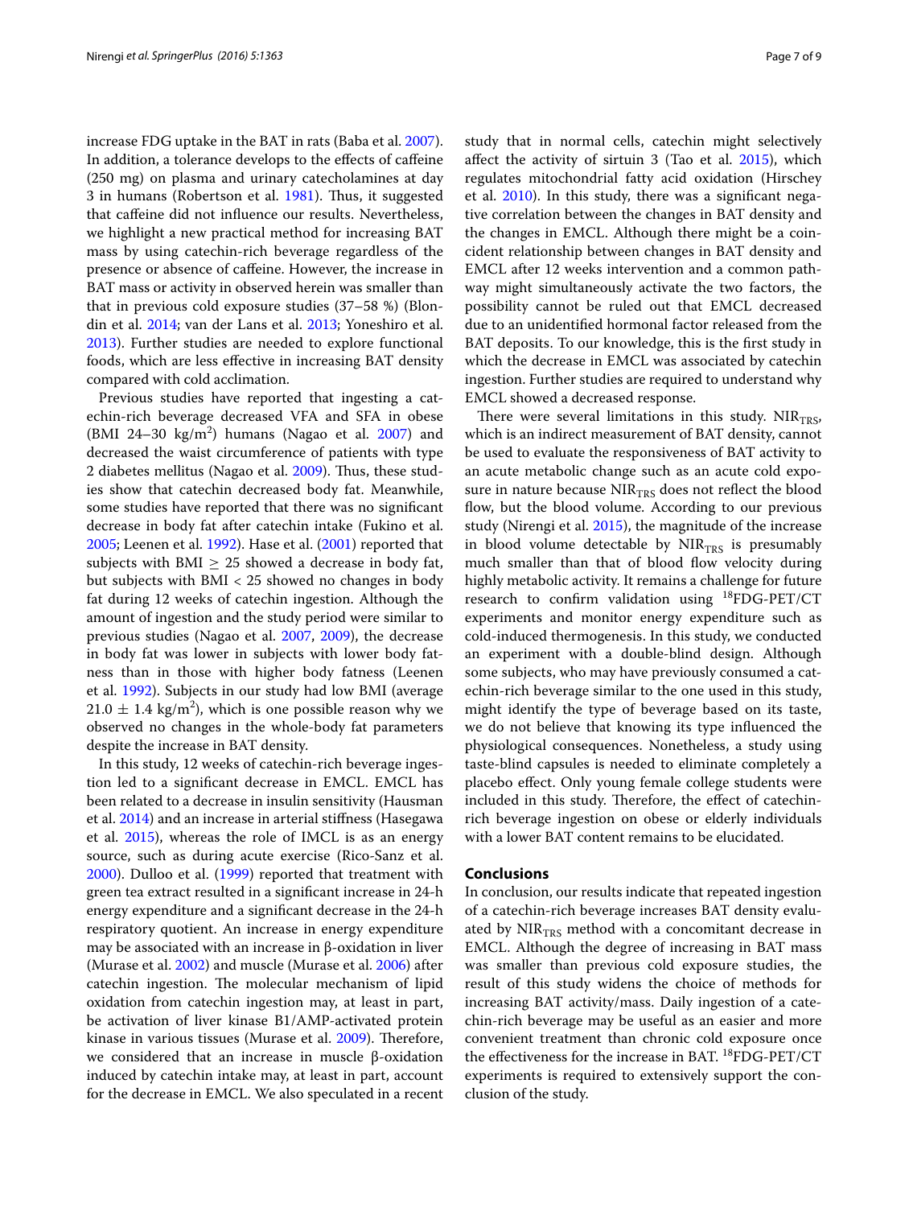increase FDG uptake in the BAT in rats (Baba et al. 2007). In addition, a tolerance develops to the effects of caffeine (250 mg) on plasma and urinary catecholamines at day 3 in humans (Robertson et al. 1981). Thus, it suggested that caffeine did not influence our results. Nevertheless, we highlight a new practical method for increasing BAT mass by using catechin-rich beverage regardless of the presence or absence of caffeine. However, the increase in BAT mass or activity in observed herein was smaller than that in previous cold exposure studies (37–58 %) (Blondin et al. 2014; van der Lans et al. 2013; Yoneshiro et al. 2013). Further studies are needed to explore functional foods, which are less effective in increasing BAT density compared with cold acclimation.

Previous studies have reported that ingesting a catechin-rich beverage decreased VFA and SFA in obese (BMI 24–30 kg/m$^2$) humans (Nagao et al. 2007) and decreased the waist circumference of patients with type 2 diabetes mellitus (Nagao et al. 2009). Thus, these studies show that catechin decreased body fat. Meanwhile, some studies have reported that there was no significant decrease in body fat after catechin intake (Fukino et al. 2005; Leenen et al. 1992). Hase et al. (2001) reported that subjects with BMI $\geq$ 25 showed a decrease in body fat, but subjects with BMI < 25 showed no changes in body fat during 12 weeks of catechin ingestion. Although the amount of ingestion and the study period were similar to previous studies (Nagao et al. 2007, 2009), the decrease in body fat was lower in subjects with lower body fatness than in those with higher body fatness (Leenen et al. 1992). Subjects in our study had low BMI (average $21.0 \pm 1.4$ kg/m$^2$), which is one possible reason why we observed no changes in the whole-body fat parameters despite the increase in BAT density.

In this study, 12 weeks of catechin-rich beverage ingestion led to a significant decrease in EMCL. EMCL has been related to a decrease in insulin sensitivity (Hausman et al. 2014) and an increase in arterial stiffness (Hasegawa et al. 2015), whereas the role of IMCL is as an energy source, such as during acute exercise (Rico-Sanz et al. 2000). Dulloo et al. (1999) reported that treatment with green tea extract resulted in a significant increase in 24-h energy expenditure and a significant decrease in the 24-h respiratory quotient. An increase in energy expenditure may be associated with an increase in β-oxidation in liver (Murase et al. 2002) and muscle (Murase et al. 2006) after catechin ingestion. The molecular mechanism of lipid oxidation from catechin ingestion may, at least in part, be activation of liver kinase B1/AMP-activated protein kinase in various tissues (Murase et al. 2009). Therefore, we considered that an increase in muscle β-oxidation induced by catechin intake may, at least in part, account for the decrease in EMCL. We also speculated in a recent study that in normal cells, catechin might selectively affect the activity of sirtuin 3 (Tao et al. 2015), which regulates mitochondrial fatty acid oxidation (Hirschey et al. 2010). In this study, there was a significant negative correlation between the changes in BAT density and the changes in EMCL. Although there might be a coincident relationship between changes in BAT density and EMCL after 12 weeks intervention and a common pathway might simultaneously activate the two factors, the possibility cannot be ruled out that EMCL decreased due to an unidentified hormonal factor released from the BAT deposits. To our knowledge, this is the first study in which the decrease in EMCL was associated by catechin ingestion. Further studies are required to understand why EMCL showed a decreased response.

There were several limitations in this study. $NIR_{TRS}$, which is an indirect measurement of BAT density, cannot be used to evaluate the responsiveness of BAT activity to an acute metabolic change such as an acute cold exposure in nature because $NIR_{TRS}$ does not reflect the blood flow, but the blood volume. According to our previous study (Nirengi et al. 2015), the magnitude of the increase in blood volume detectable by $NIR_{TRS}$ is presumably much smaller than that of blood flow velocity during highly metabolic activity. It remains a challenge for future research to confirm validation using $^{18}$FDG-PET/CT experiments and monitor energy expenditure such as cold-induced thermogenesis. In this study, we conducted an experiment with a double-blind design. Although some subjects, who may have previously consumed a catechin-rich beverage similar to the one used in this study, might identify the type of beverage based on its taste, we do not believe that knowing its type influenced the physiological consequences. Nonetheless, a study using taste-blind capsules is needed to eliminate completely a placebo effect. Only young female college students were included in this study. Therefore, the effect of catechin-rich beverage ingestion on obese or elderly individuals with a lower BAT content remains to be elucidated.

## Conclusions

In conclusion, our results indicate that repeated ingestion of a catechin-rich beverage increases BAT density evaluated by $NIR_{TRS}$ method with a concomitant decrease in EMCL. Although the degree of increasing in BAT mass was smaller than previous cold exposure studies, the result of this study widens the choice of methods for increasing BAT activity/mass. Daily ingestion of a catechin-rich beverage may be useful as an easier and more convenient treatment than chronic cold exposure once the effectiveness for the increase in BAT. $^{18}$FDG-PET/CT experiments is required to extensively support the conclusion of the study.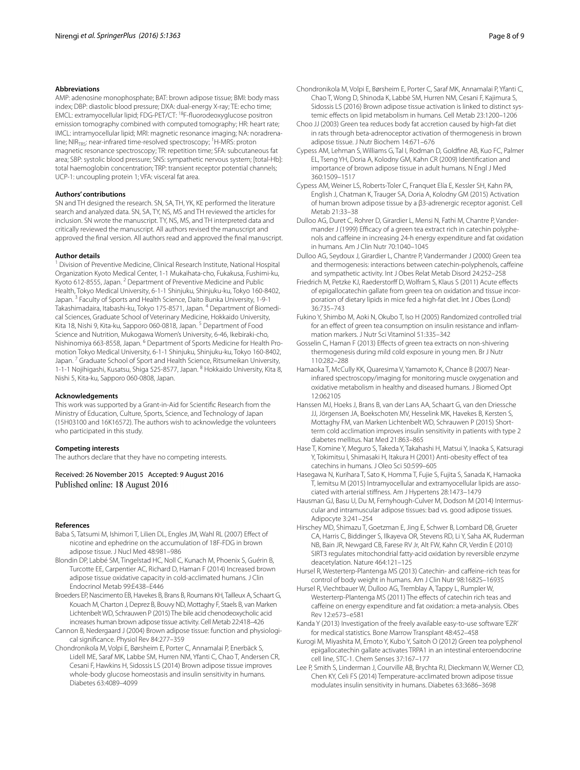### Abbreviations

AMP: adenosine monophosphate; BAT: brown adipose tissue; BMI: body mass index; DBP: diastolic blood pressure; DXA: dual-energy X-ray; TE: echo time; EMCL: extramyocellular lipid; FDG-PET/CT: $^{18}$F-fluorodeoxyglucose positron emission tomography combined with computed tomography; HR: heart rate; IMCL: intramyocellular lipid; MRI: magnetic resonance imaging; NA: noradrenaline; $NIR_{TRS}$: near-infrared time-resolved spectroscopy; $^{1}$H-MRS: proton magnetic resonance spectroscopy; TR: repetition time; SFA: subcutaneous fat area; SBP: systolic blood pressure; SNS: sympathetic nervous system; [total-Hb]: total haemoglobin concentration; TRP: transient receptor potential channels; UCP-1: uncoupling protein 1; VFA: visceral fat area.

### Authors' contributions

SN and TH designed the research. SN, SA, TH, YK, KE performed the literature search and analyzed data. SN, SA, TY, NS, MS and TH reviewed the articles for inclusion. SN wrote the manuscript. TY, NS, MS, and TH interpreted data and critically reviewed the manuscript. All authors revised the manuscript and approved the final version. All authors read and approved the final manuscript.

### Author details

[1] Division of Preventive Medicine, Clinical Research Institute, National Hospital Organization Kyoto Medical Center, 1-1 Mukaihata-cho, Fukakusa, Fushimi-ku, Kyoto 612-8555, Japan. [2] Department of Preventive Medicine and Public Health, Tokyo Medical University, 6-1-1 Shinjuku, Shinjuku-ku, Tokyo 160-8402, Japan. [3] Faculty of Sports and Health Science, Daito Bunka University, 1-9-1 Takashimadaira, Itabashi-ku, Tokyo 175-8571, Japan. [4] Department of Biomedical Sciences, Graduate School of Veterinary Medicine, Hokkaido University, Kita 18, Nishi 9, Kita-ku, Sapporo 060-0818, Japan. [5] Department of Food Science and Nutrition, Mukogawa Women's University, 6-46, Ikebiraki-cho, Nishinomiya 663-8558, Japan. [6] Department of Sports Medicine for Health Promotion Tokyo Medical University, 6-1-1 Shinjuku, Shinjuku-ku, Tokyo 160-8402, Japan. [7] Graduate School of Sport and Health Science, Ritsumeikan University, 1-1-1 Nojihigashi, Kusatsu, Shiga 525-8577, Japan. [8] Hokkaido University, Kita 8, Nishi 5, Kita-ku, Sapporo 060-0808, Japan.

### Acknowledgements

This work was supported by a Grant-in-Aid for Scientific Research from the Ministry of Education, Culture, Sports, Science, and Technology of Japan (15H03100 and 16K16572). The authors wish to acknowledge the volunteers who participated in this study.

### Competing interests

The authors declare that they have no competing interests.

Received: 26 November 2015 Accepted: 9 August 2016
Published online: 18 August 2016

### References

- Baba S, Tatsumi M, Ishimori T, Lilien DL, Engles JM, Wahl RL (2007) Effect of nicotine and ephedrine on the accumulation of 18F-FDG in brown adipose tissue. J Nucl Med 48:981–986
- Blondin DP, Labbé SM, Tingelstad HC, Noll C, Kunach M, Phoenix S, Guérin B, Turcotte EE, Carpentier AC, Richard D, Haman F (2014) Increased brown adipose tissue oxidative capacity in cold-acclimated humans. J Clin Endocrinol Metab 99:E438–E446
- Broeders EP, Nascimento EB, Havekes B, Brans B, Roumans KH, Tailleux A, Schaart G, Kouach M, Charton J, Deprez B, Bouvy ND, Mottaghy F, Staels B, van Marken Lichtenbelt WD, Schrauwen P (2015) The bile acid chenodeoxycholic acid increases human brown adipose tissue activity. Cell Metab 22:418–426
- Cannon B, Nedergaard J (2004) Brown adipose tissue: function and physiological significance. Physiol Rev 84:277–359
- Chondronikola M, Volpi E, Børsheim E, Porter C, Annamalai P, Enerbäck S, Lidell ME, Saraf MK, Labbe SM, Hurren NM, Yfanti C, Chao T, Andersen CR, Cesani F, Hawkins H, Sidossis LS (2014) Brown adipose tissue improves whole-body glucose homeostasis and insulin sensitivity in humans. Diabetes 63:4089–4099
- Chondronikola M, Volpi E, Børsheim E, Porter C, Saraf MK, Annamalai P, Yfanti C, Chao T, Wong D, Shinoda K, Labbė SM, Hurren NM, Cesani F, Kajimura S, Sidossis LS (2016) Brown adipose tissue activation is linked to distinct systemic effects on lipid metabolism in humans. Cell Metab 23:1200–1206
- Choo JJ (2003) Green tea reduces body fat accretion caused by high-fat diet in rats through beta-adrenoceptor activation of thermogenesis in brown adipose tissue. J Nutr Biochem 14:671–676
- Cypess AM, Lehman S, Williams G, Tal I, Rodman D, Goldfine AB, Kuo FC, Palmer EL, Tseng YH, Doria A, Kolodny GM, Kahn CR (2009) Identification and importance of brown adipose tissue in adult humans. N Engl J Med 360:1509–1517
- Cypess AM, Weiner LS, Roberts-Toler C, Franquet Elía E, Kessler SH, Kahn PA, English J, Chatman K, Trauger SA, Doria A, Kolodny GM (2015) Activation of human brown adipose tissue by a β3-adrenergic receptor agonist. Cell Metab 21:33–38
- Dulloo AG, Duret C, Rohrer D, Girardier L, Mensi N, Fathi M, Chantre P, Vandermander J (1999) Efficacy of a green tea extract rich in catechin polyphenols and caffeine in increasing 24-h energy expenditure and fat oxidation in humans. Am J Clin Nutr 70:1040–1045
- Dulloo AG, Seydoux J, Girardier L, Chantre P, Vandermander J (2000) Green tea and thermogenesis: interactions between catechin-polyphenols, caffeine and sympathetic activity. Int J Obes Relat Metab Disord 24:252–258
- Friedrich M, Petzke KJ, Raederstorff D, Wolfram S, Klaus S (2011) Acute effects of epigallocatechin gallate from green tea on oxidation and tissue incorporation of dietary lipids in mice fed a high-fat diet. Int J Obes (Lond) 36:735–743
- Fukino Y, Shimbo M, Aoki N, Okubo T, Iso H (2005) Randomized controlled trial for an effect of green tea consumption on insulin resistance and inflammation markers. J Nutr Sci Vitaminol 51:335–342
- Gosselin C, Haman F (2013) Effects of green tea extracts on non-shivering thermogenesis during mild cold exposure in young men. Br J Nutr 110:282–288
- Hamaoka T, McCully KK, Quaresima V, Yamamoto K, Chance B (2007) Near-infrared spectroscopy/imaging for monitoring muscle oxygenation and oxidative metabolism in healthy and diseased humans. J Biomed Opt 12:062105
- Hanssen MJ, Hoeks J, Brans B, van der Lans AA, Schaart G, van den Driessche JJ, Jörgensen JA, Boekschoten MV, Hesselink MK, Havekes B, Kersten S, Mottaghy FM, van Marken Lichtenbelt WD, Schrauwen P (2015) Short-term cold acclimation improves insulin sensitivity in patients with type 2 diabetes mellitus. Nat Med 21:863–865
- Hase T, Komine Y, Meguro S, Takeda Y, Takahashi H, Matsui Y, Inaoka S, Katsuragi Y, Tokimitsu I, Shimasaki H, Itakura H (2001) Anti-obesity effect of tea catechins in humans. J Oleo Sci 50:599–605
- Hasegawa N, Kurihara T, Sato K, Homma T, Fujie S, Fujita S, Sanada K, Hamaoka T, Iemitsu M (2015) Intramyocellular and extramyocellular lipids are associated with arterial stiffness. Am J Hypertens 28:1473–1479
- Hausman GJ, Basu U, Du M, Fernyhough-Culver M, Dodson M (2014) Intermuscular and intramuscular adipose tissues: bad vs. good adipose tissues. Adipocyte 3:241–254
- Hirschey MD, Shimazu T, Goetzman E, Jing E, Schwer B, Lombard DB, Grueter CA, Harris C, Biddinger S, Ilkayeva OR, Stevens RD, Li Y, Saha AK, Ruderman NB, Bain JR, Newgard CB, Farese RV Jr, Alt FW, Kahn CR, Verdin E (2010) SIRT3 regulates mitochondrial fatty-acid oxidation by reversible enzyme deacetylation. Nature 464:121–125
- Hursel R, Westerterp-Plantenga MS (2013) Catechin- and caffeine-rich teas for control of body weight in humans. Am J Clin Nutr 98:1682S–1693S
- Hursel R, Viechtbauer W, Dulloo AG, Tremblay A, Tappy L, Rumpler W, Westerterp-Plantenga MS (2011) The effects of catechin rich teas and caffeine on energy expenditure and fat oxidation: a meta-analysis. Obes Rev 12:e573–e581
- Kanda Y (2013) Investigation of the freely available easy-to-use software 'EZR' for medical statistics. Bone Marrow Transplant 48:452–458
- Kurogi M, Miyashita M, Emoto Y, Kubo Y, Saitoh O (2012) Green tea polyphenol epigallocatechin gallate activates TRPA1 in an intestinal enteroendocrine cell line, STC-1. Chem Senses 37:167–177
- Lee P, Smith S, Linderman J, Courville AB, Brychta RJ, Dieckmann W, Werner CD, Chen KY, Celi FS (2014) Temperature-acclimated brown adipose tissue modulates insulin sensitivity in humans. Diabetes 63:3686–3698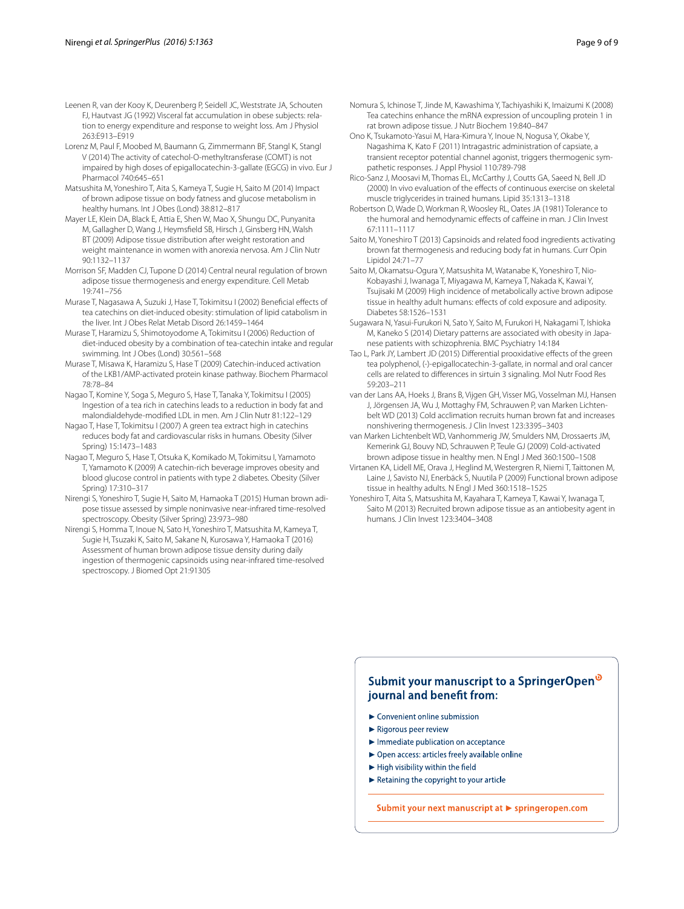Leenen R, van der Kooy K, Deurenberg P, Seidell JC, Weststrate JA, Schouten FJ, Hautvast JG (1992) Visceral fat accumulation in obese subjects: relation to energy expenditure and response to weight loss. Am J Physiol 263:E913–E919

Lorenz M, Paul F, Moobed M, Baumann G, Zimmermann BF, Stangl K, Stangl V (2014) The activity of catechol-O-methyltransferase (COMT) is not impaired by high doses of epigallocatechin-3-gallate (EGCG) in vivo. Eur J Pharmacol 740:645–651

Matsushita M, Yoneshiro T, Aita S, Kameya T, Sugie H, Saito M (2014) Impact of brown adipose tissue on body fatness and glucose metabolism in healthy humans. Int J Obes (Lond) 38:812–817

Mayer LE, Klein DA, Black E, Attia E, Shen W, Mao X, Shungu DC, Punyanita M, Gallagher D, Wang J, Heymsfield SB, Hirsch J, Ginsberg HN, Walsh BT (2009) Adipose tissue distribution after weight restoration and weight maintenance in women with anorexia nervosa. Am J Clin Nutr 90:1132–1137

Morrison SF, Madden CJ, Tupone D (2014) Central neural regulation of brown adipose tissue thermogenesis and energy expenditure. Cell Metab 19:741–756

Murase T, Nagasawa A, Suzuki J, Hase T, Tokimitsu I (2002) Beneficial effects of tea catechins on diet-induced obesity: stimulation of lipid catabolism in the liver. Int J Obes Relat Metab Disord 26:1459–1464

Murase T, Haramizu S, Shimotoyodome A, Tokimitsu I (2006) Reduction of diet-induced obesity by a combination of tea-catechin intake and regular swimming. Int J Obes (Lond) 30:561–568

Murase T, Misawa K, Haramizu S, Hase T (2009) Catechin-induced activation of the LKB1/AMP-activated protein kinase pathway. Biochem Pharmacol 78:78–84

Nagao T, Komine Y, Soga S, Meguro S, Hase T, Tanaka Y, Tokimitsu I (2005) Ingestion of a tea rich in catechins leads to a reduction in body fat and malondialdehyde-modified LDL in men. Am J Clin Nutr 81:122–129

Nagao T, Hase T, Tokimitsu I (2007) A green tea extract high in catechins reduces body fat and cardiovascular risks in humans. Obesity (Silver Spring) 15:1473–1483

Nagao T, Meguro S, Hase T, Otsuka K, Komikado M, Tokimitsu I, Yamamoto T, Yamamoto K (2009) A catechin-rich beverage improves obesity and blood glucose control in patients with type 2 diabetes. Obesity (Silver Spring) 17:310–317

Nirengi S, Yoneshiro T, Sugie H, Saito M, Hamaoka T (2015) Human brown adipose tissue assessed by simple noninvasive near-infrared time-resolved spectroscopy. Obesity (Silver Spring) 23:973–980

Nirengi S, Homma T, Inoue N, Sato H, Yoneshiro T, Matsushita M, Kameya T, Sugie H, Tsuzaki K, Saito M, Sakane N, Kurosawa Y, Hamaoka T (2016) Assessment of human brown adipose tissue density during daily ingestion of thermogenic capsinoids using near-infrared time-resolved spectroscopy. J Biomed Opt 21:91305

Nomura S, Ichinose T, Jinde M, Kawashima Y, Tachiyashiki K, Imaizumi K (2008) Tea catechins enhance the mRNA expression of uncoupling protein 1 in rat brown adipose tissue. J Nutr Biochem 19:840–847

Ono K, Tsukamoto-Yasui M, Hara-Kimura Y, Inoue N, Nogusa Y, Okabe Y, Nagashima K, Kato F (2011) Intragastric administration of capsiate, a transient receptor potential channel agonist, triggers thermogenic sympathetic responses. J Appl Physiol 110:789-798

Rico-Sanz J, Moosavi M, Thomas EL, McCarthy J, Coutts GA, Saeed N, Bell JD (2000) In vivo evaluation of the effects of continuous exercise on skeletal muscle triglycerides in trained humans. Lipid 35:1313–1318

Robertson D, Wade D, Workman R, Woosley RL, Oates JA (1981) Tolerance to the humoral and hemodynamic effects of caffeine in man. J Clin Invest 67:1111–1117

Saito M, Yoneshiro T (2013) Capsinoids and related food ingredients activating brown fat thermogenesis and reducing body fat in humans. Curr Opin Lipidol 24:71–77

Saito M, Okamatsu-Ogura Y, Matsushita M, Watanabe K, Yoneshiro T, Nio-Kobayashi J, Iwanaga T, Miyagawa M, Kameya T, Nakada K, Kawai Y, Tsujisaki M (2009) High incidence of metabolically active brown adipose tissue in healthy adult humans: effects of cold exposure and adiposity. Diabetes 58:1526–1531

Sugawara N, Yasui-Furukori N, Sato Y, Saito M, Furukori H, Nakagami T, Ishioka M, Kaneko S (2014) Dietary patterns are associated with obesity in Japanese patients with schizophrenia. BMC Psychiatry 14:184

Tao L, Park JY, Lambert JD (2015) Differential prooxidative effects of the green tea polyphenol, (-)-epigallocatechin-3-gallate, in normal and oral cancer cells are related to differences in sirtuin 3 signaling. Mol Nutr Food Res 59:203–211

van der Lans AA, Hoeks J, Brans B, Vijgen GH, Visser MG, Vosselman MJ, Hansen J, Jörgensen JA, Wu J, Mottaghy FM, Schrauwen P, van Marken Lichtenbelt WD (2013) Cold acclimation recruits human brown fat and increases nonshivering thermogenesis. J Clin Invest 123:3395–3403

van Marken Lichtenbelt WD, Vanhommerig JW, Smulders NM, Drossaerts JM, Kemerink GJ, Bouvy ND, Schrauwen P, Teule GJ (2009) Cold-activated brown adipose tissue in healthy men. N Engl J Med 360:1500–1508

Virtanen KA, Lidell ME, Orava J, Heglind M, Westergren R, Niemi T, Taittonen M, Laine J, Savisto NJ, Enerbäck S, Nuutila P (2009) Functional brown adipose tissue in healthy adults. N Engl J Med 360:1518–1525

Yoneshiro T, Aita S, Matsushita M, Kayahara T, Kameya T, Kawai Y, Iwanaga T, Saito M (2013) Recruited brown adipose tissue as an antiobesity agent in humans. J Clin Invest 123:3404–3408